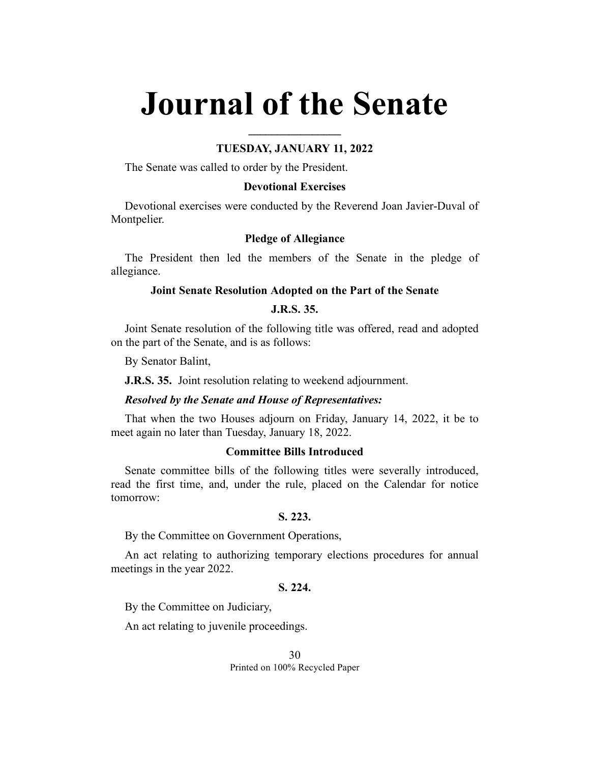# Journal of the Senate

## TUESDAY, JANUARY 11, 2022

The Senate was called to order by the President.

### Devotional Exercises

Devotional exercises were conducted by the Reverend Joan Javier-Duval of Montpelier.

### Pledge of Allegiance

The President then led the members of the Senate in the pledge of allegiance.

### Joint Senate Resolution Adopted on the Part of the Senate

**J.R.S. 35.**

Joint Senate resolution of the following title was offered, read and adopted on the part of the Senate, and is as follows:

By Senator Balint,

**J.R.S. 35.** Joint resolution relating to weekend adjournment.

***Resolved by the Senate and House of Representatives:***

That when the two Houses adjourn on Friday, January 14, 2022, it be to meet again no later than Tuesday, January 18, 2022.

### Committee Bills Introduced

Senate committee bills of the following titles were severally introduced, read the first time, and, under the rule, placed on the Calendar for notice tomorrow:

**S. 223.**

By the Committee on Government Operations,

An act relating to authorizing temporary elections procedures for annual meetings in the year 2022.

**S. 224.**

By the Committee on Judiciary,

An act relating to juvenile proceedings.

Printed on 100% Recycled Paper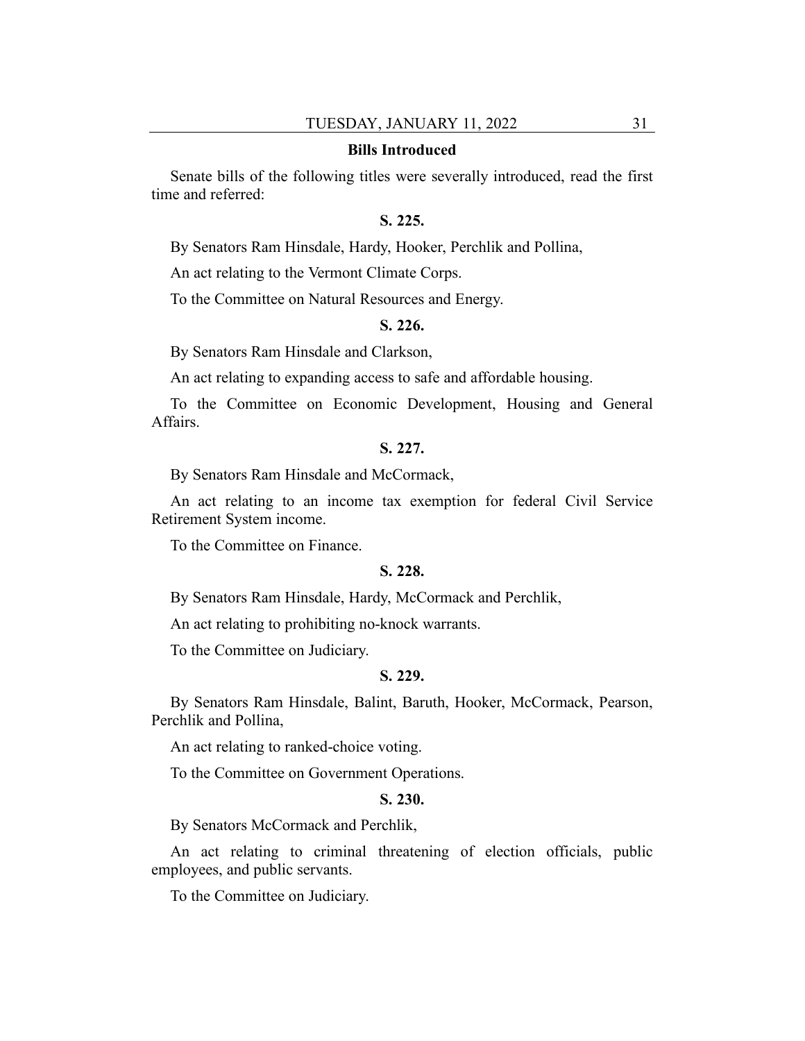## Bills Introduced

Senate bills of the following titles were severally introduced, read the first time and referred:

### S. 225.

By Senators Ram Hinsdale, Hardy, Hooker, Perchlik and Pollina,

An act relating to the Vermont Climate Corps.

To the Committee on Natural Resources and Energy.

### S. 226.

By Senators Ram Hinsdale and Clarkson,

An act relating to expanding access to safe and affordable housing.

To the Committee on Economic Development, Housing and General Affairs.

### S. 227.

By Senators Ram Hinsdale and McCormack,

An act relating to an income tax exemption for federal Civil Service Retirement System income.

To the Committee on Finance.

### S. 228.

By Senators Ram Hinsdale, Hardy, McCormack and Perchlik,

An act relating to prohibiting no-knock warrants.

To the Committee on Judiciary.

### S. 229.

By Senators Ram Hinsdale, Balint, Baruth, Hooker, McCormack, Pearson, Perchlik and Pollina,

An act relating to ranked-choice voting.

To the Committee on Government Operations.

### S. 230.

By Senators McCormack and Perchlik,

An act relating to criminal threatening of election officials, public employees, and public servants.

To the Committee on Judiciary.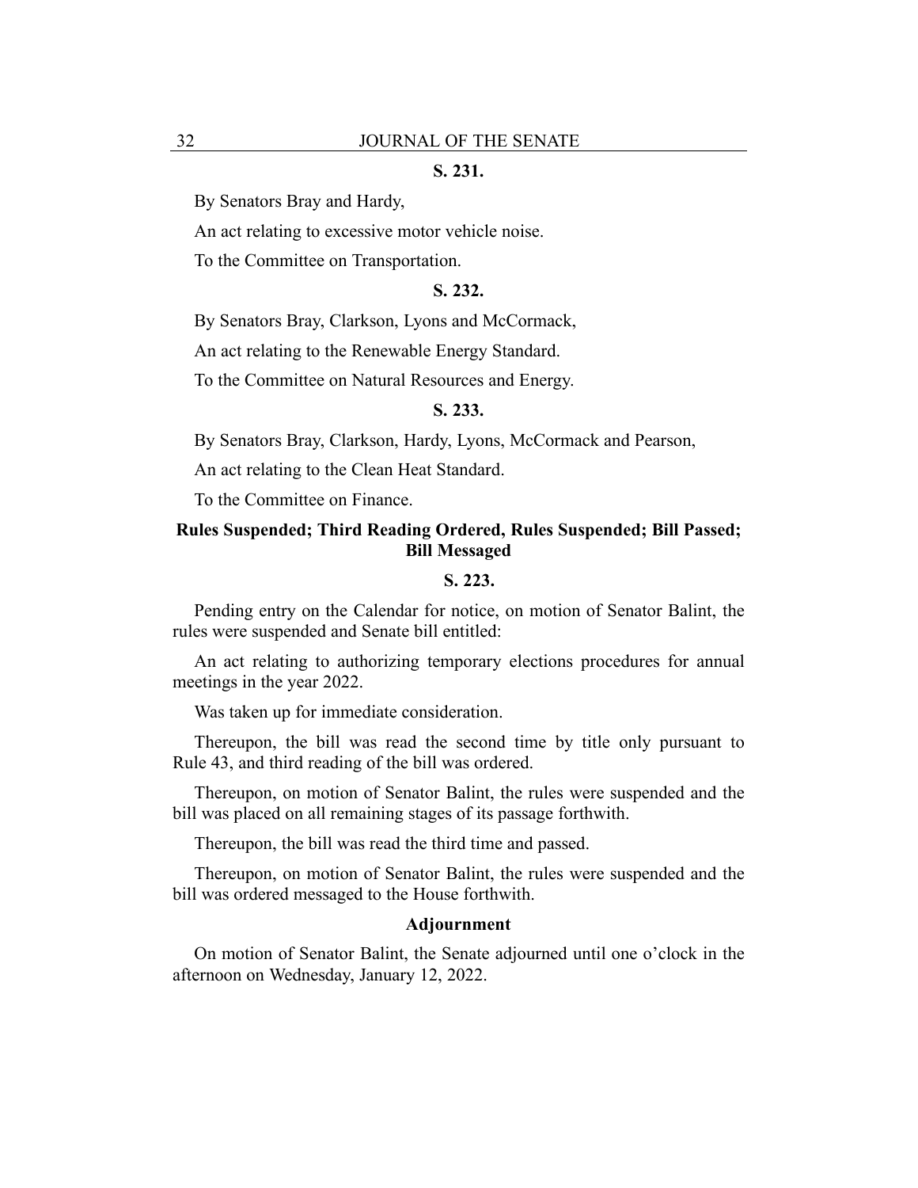**S. 231.**

By Senators Bray and Hardy,

An act relating to excessive motor vehicle noise.

To the Committee on Transportation.

**S. 232.**

By Senators Bray, Clarkson, Lyons and McCormack,

An act relating to the Renewable Energy Standard.

To the Committee on Natural Resources and Energy.

**S. 233.**

By Senators Bray, Clarkson, Hardy, Lyons, McCormack and Pearson,

An act relating to the Clean Heat Standard.

To the Committee on Finance.

**Rules Suspended; Third Reading Ordered, Rules Suspended; Bill Passed; Bill Messaged**

**S. 223.**

Pending entry on the Calendar for notice, on motion of Senator Balint, the rules were suspended and Senate bill entitled:

An act relating to authorizing temporary elections procedures for annual meetings in the year 2022.

Was taken up for immediate consideration.

Thereupon, the bill was read the second time by title only pursuant to Rule 43, and third reading of the bill was ordered.

Thereupon, on motion of Senator Balint, the rules were suspended and the bill was placed on all remaining stages of its passage forthwith.

Thereupon, the bill was read the third time and passed.

Thereupon, on motion of Senator Balint, the rules were suspended and the bill was ordered messaged to the House forthwith.

**Adjournment**

On motion of Senator Balint, the Senate adjourned until one o'clock in the afternoon on Wednesday, January 12, 2022.